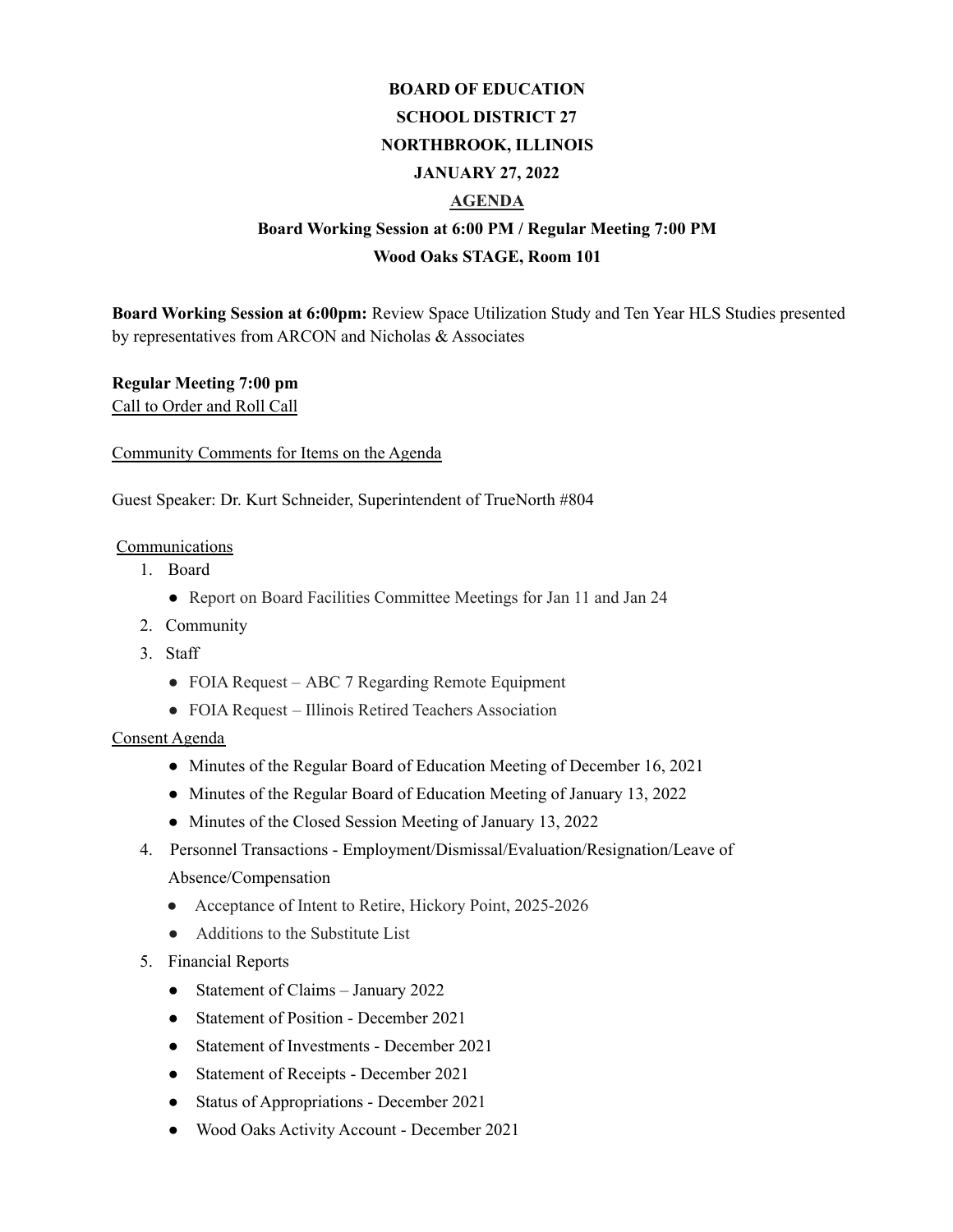**BOARD OF EDUCATION**

**SCHOOL DISTRICT 27**

**NORTHBROOK, ILLINOIS**

**JANUARY 27, 2022**

**AGENDA**

**Board Working Session at 6:00 PM / Regular Meeting 7:00 PM**

**Wood Oaks STAGE, Room 101**

**Board Working Session at 6:00pm:** Review Space Utilization Study and Ten Year HLS Studies presented by representatives from ARCON and Nicholas & Associates

**Regular Meeting 7:00 pm**

Call to Order and Roll Call

Community Comments for Items on the Agenda

Guest Speaker: Dr. Kurt Schneider, Superintendent of TrueNorth #804

Communications

1. Board
   - Report on Board Facilities Committee Meetings for Jan 11 and Jan 24
2. Community
3. Staff
   - FOIA Request – ABC 7 Regarding Remote Equipment
   - FOIA Request – Illinois Retired Teachers Association

Consent Agenda

- Minutes of the Regular Board of Education Meeting of December 16, 2021
- Minutes of the Regular Board of Education Meeting of January 13, 2022
- Minutes of the Closed Session Meeting of January 13, 2022

4. Personnel Transactions - Employment/Dismissal/Evaluation/Resignation/Leave of Absence/Compensation
   - Acceptance of Intent to Retire, Hickory Point, 2025-2026
   - Additions to the Substitute List
5. Financial Reports
   - Statement of Claims – January 2022
   - Statement of Position - December 2021
   - Statement of Investments - December 2021
   - Statement of Receipts - December 2021
   - Status of Appropriations - December 2021
   - Wood Oaks Activity Account - December 2021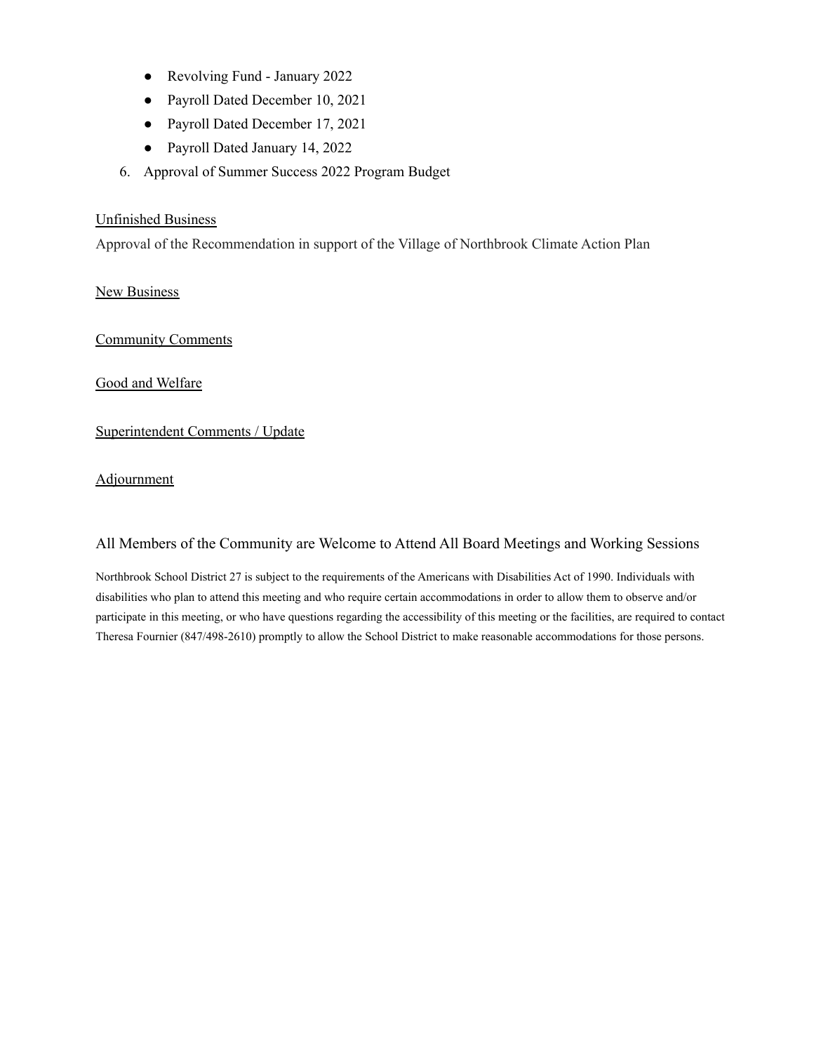- Revolving Fund - January 2022
- Payroll Dated December 10, 2021
- Payroll Dated December 17, 2021
- Payroll Dated January 14, 2022

6. Approval of Summer Success 2022 Program Budget

<u>Unfinished Business</u>

Approval of the Recommendation in support of the Village of Northbrook Climate Action Plan

<u>New Business</u>

<u>Community Comments</u>

<u>Good and Welfare</u>

<u>Superintendent Comments / Update</u>

<u>Adjournment</u>

### All Members of the Community are Welcome to Attend All Board Meetings and Working Sessions

Northbrook School District 27 is subject to the requirements of the Americans with Disabilities Act of 1990. Individuals with disabilities who plan to attend this meeting and who require certain accommodations in order to allow them to observe and/or participate in this meeting, or who have questions regarding the accessibility of this meeting or the facilities, are required to contact Theresa Fournier (847/498-2610) promptly to allow the School District to make reasonable accommodations for those persons.